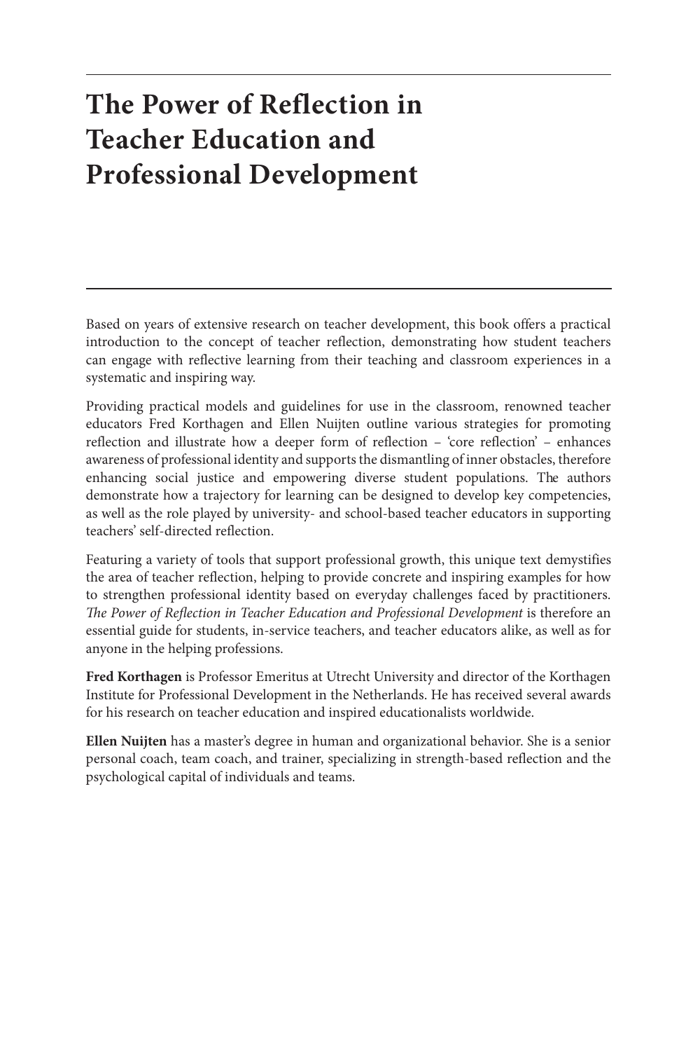# The Power of Reflection in Teacher Education and Professional Development

Based on years of extensive research on teacher development, this book offers a practical introduction to the concept of teacher reflection, demonstrating how student teachers can engage with reflective learning from their teaching and classroom experiences in a systematic and inspiring way.

Providing practical models and guidelines for use in the classroom, renowned teacher educators Fred Korthagen and Ellen Nuijten outline various strategies for promoting reflection and illustrate how a deeper form of reflection – 'core reflection' – enhances awareness of professional identity and supports the dismantling of inner obstacles, therefore enhancing social justice and empowering diverse student populations. The authors demonstrate how a trajectory for learning can be designed to develop key competencies, as well as the role played by university- and school-based teacher educators in supporting teachers' self-directed reflection.

Featuring a variety of tools that support professional growth, this unique text demystifies the area of teacher reflection, helping to provide concrete and inspiring examples for how to strengthen professional identity based on everyday challenges faced by practitioners. *The Power of Reflection in Teacher Education and Professional Development* is therefore an essential guide for students, in-service teachers, and teacher educators alike, as well as for anyone in the helping professions.

**Fred Korthagen** is Professor Emeritus at Utrecht University and director of the Korthagen Institute for Professional Development in the Netherlands. He has received several awards for his research on teacher education and inspired educationalists worldwide.

**Ellen Nuijten** has a master's degree in human and organizational behavior. She is a senior personal coach, team coach, and trainer, specializing in strength-based reflection and the psychological capital of individuals and teams.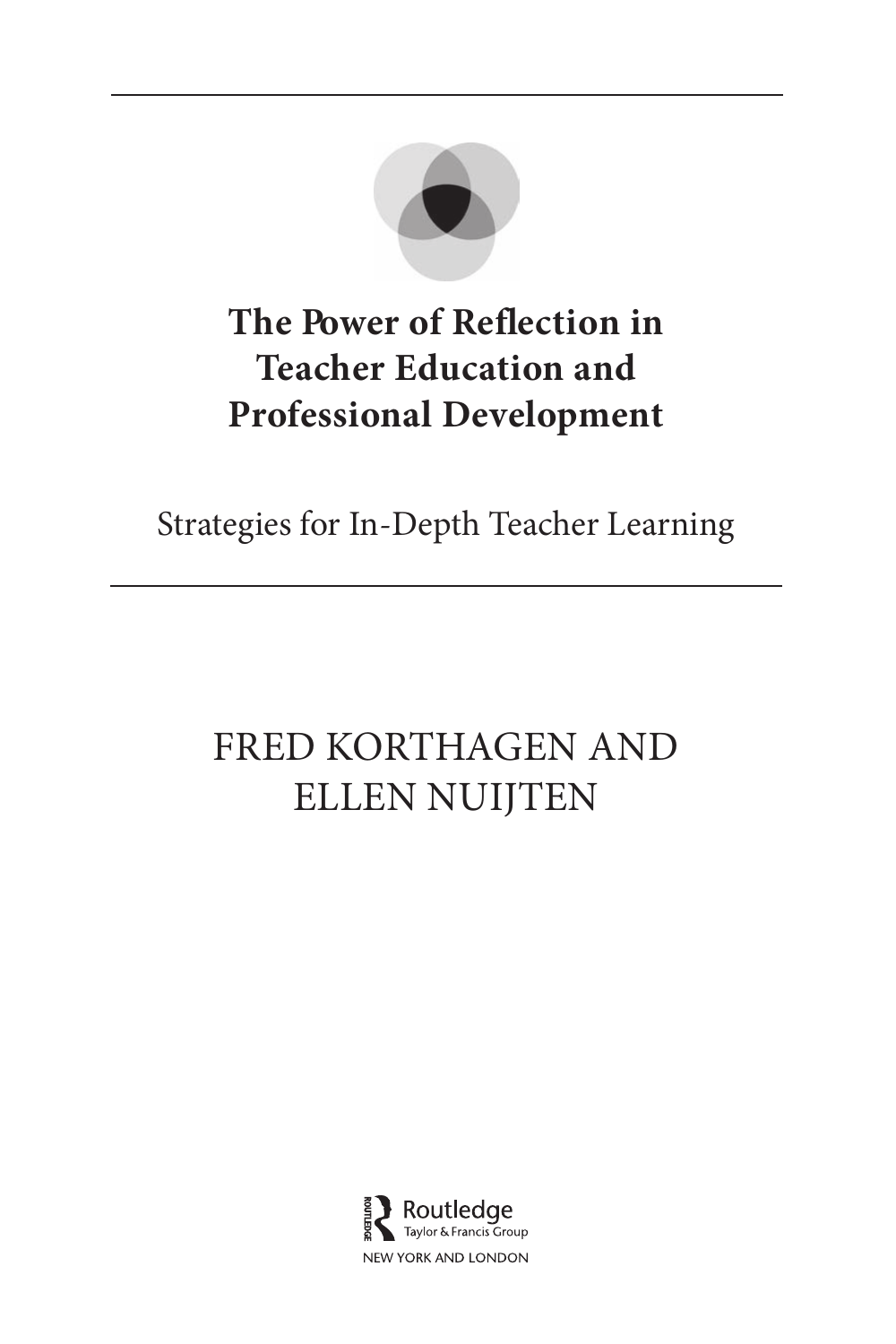# The Power of Reflection in Teacher Education and Professional Development

## Strategies for In-Depth Teacher Learning

FRED KORTHAGEN AND ELLEN NUIJTEN

Routledge
Taylor & Francis Group
NEW YORK AND LONDON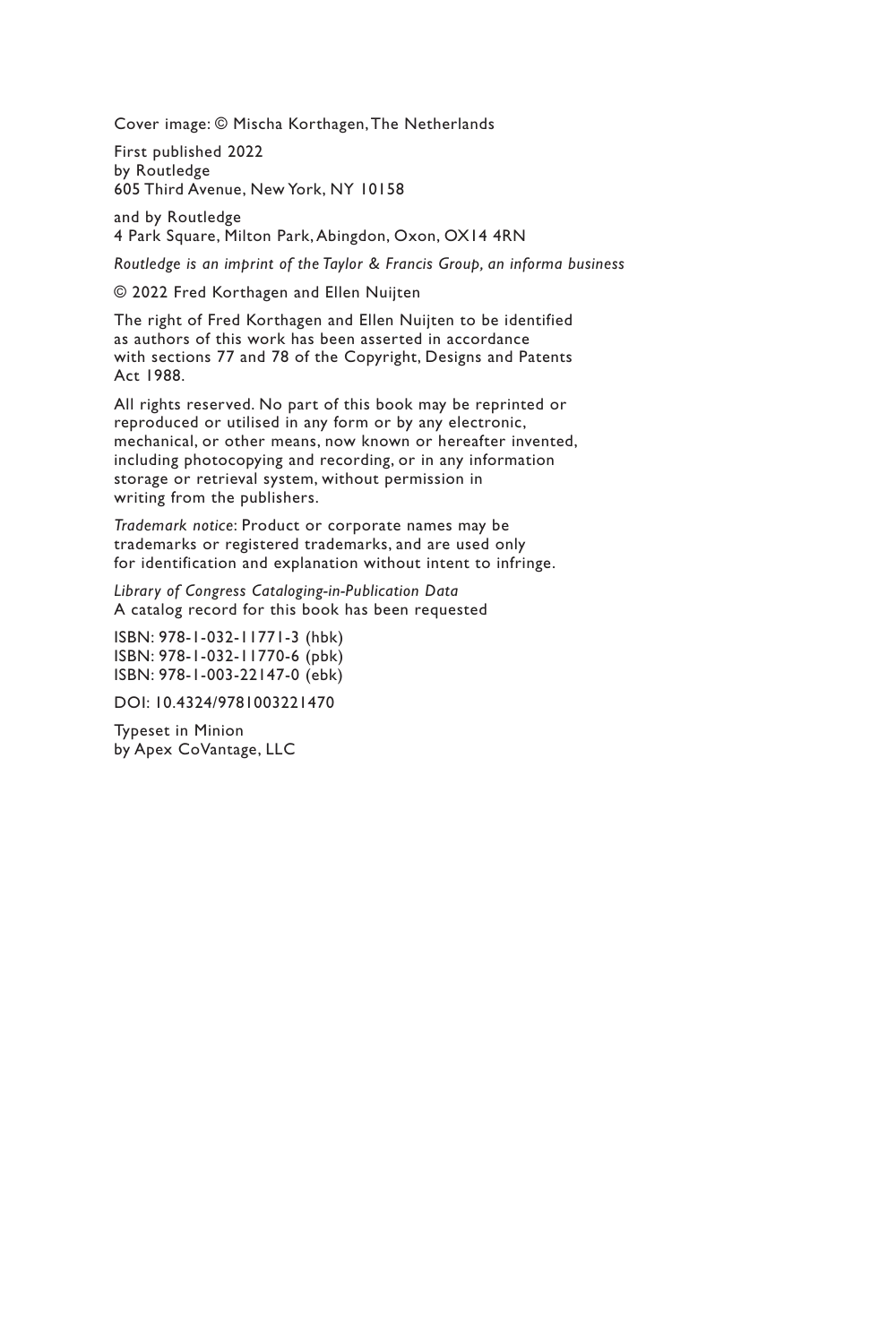Cover image: © Mischa Korthagen, The Netherlands

First published 2022
by Routledge
605 Third Avenue, New York, NY 10158

and by Routledge
4 Park Square, Milton Park, Abingdon, Oxon, OX14 4RN

*Routledge is an imprint of the Taylor & Francis Group, an informa business*

© 2022 Fred Korthagen and Ellen Nuijten

The right of Fred Korthagen and Ellen Nuijten to be identified as authors of this work has been asserted in accordance with sections 77 and 78 of the Copyright, Designs and Patents Act 1988.

All rights reserved. No part of this book may be reprinted or reproduced or utilised in any form or by any electronic, mechanical, or other means, now known or hereafter invented, including photocopying and recording, or in any information storage or retrieval system, without permission in writing from the publishers.

*Trademark notice*: Product or corporate names may be trademarks or registered trademarks, and are used only for identification and explanation without intent to infringe.

*Library of Congress Cataloging-in-Publication Data*
A catalog record for this book has been requested

ISBN: 978-1-032-11771-3 (hbk)
ISBN: 978-1-032-11770-6 (pbk)
ISBN: 978-1-003-22147-0 (ebk)

DOI: 10.4324/9781003221470

Typeset in Minion
by Apex CoVantage, LLC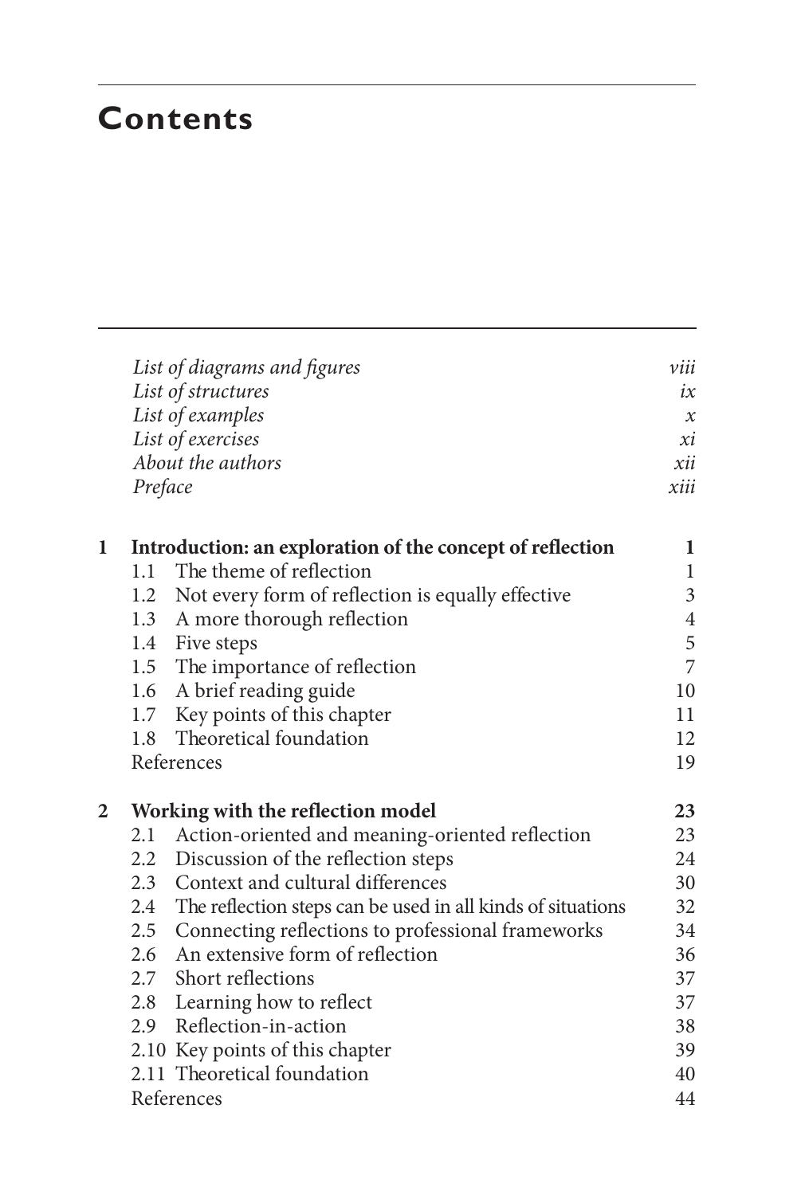# Contents

| | | |
|---|---|---|
| *List of diagrams and figures* | | *viii* |
| *List of structures* | | *ix* |
| *List of examples* | | *x* |
| *List of exercises* | | *xi* |
| *About the authors* | | *xii* |
| *Preface* | | *xiii* |
| **1** | **Introduction: an exploration of the concept of reflection** | **1** |
| | 1.1 The theme of reflection | 1 |
| | 1.2 Not every form of reflection is equally effective | 3 |
| | 1.3 A more thorough reflection | 4 |
| | 1.4 Five steps | 5 |
| | 1.5 The importance of reflection | 7 |
| | 1.6 A brief reading guide | 10 |
| | 1.7 Key points of this chapter | 11 |
| | 1.8 Theoretical foundation | 12 |
| | References | 19 |
| **2** | **Working with the reflection model** | **23** |
| | 2.1 Action-oriented and meaning-oriented reflection | 23 |
| | 2.2 Discussion of the reflection steps | 24 |
| | 2.3 Context and cultural differences | 30 |
| | 2.4 The reflection steps can be used in all kinds of situations | 32 |
| | 2.5 Connecting reflections to professional frameworks | 34 |
| | 2.6 An extensive form of reflection | 36 |
| | 2.7 Short reflections | 37 |
| | 2.8 Learning how to reflect | 37 |
| | 2.9 Reflection-in-action | 38 |
| | 2.10 Key points of this chapter | 39 |
| | 2.11 Theoretical foundation | 40 |
| | References | 44 |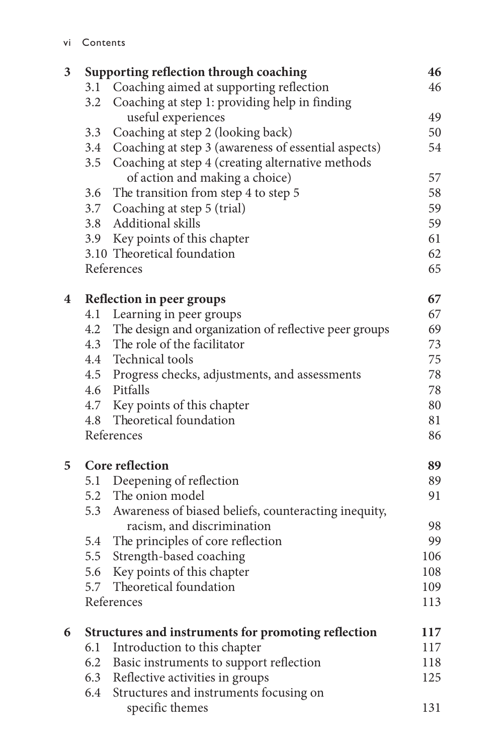| | | |
|---|---|---|
| **3** | **Supporting reflection through coaching** | **46** |
| | 3.1 Coaching aimed at supporting reflection | 46 |
| | 3.2 Coaching at step 1: providing help in finding useful experiences | 49 |
| | 3.3 Coaching at step 2 (looking back) | 50 |
| | 3.4 Coaching at step 3 (awareness of essential aspects) | 54 |
| | 3.5 Coaching at step 4 (creating alternative methods of action and making a choice) | 57 |
| | 3.6 The transition from step 4 to step 5 | 58 |
| | 3.7 Coaching at step 5 (trial) | 59 |
| | 3.8 Additional skills | 59 |
| | 3.9 Key points of this chapter | 61 |
| | 3.10 Theoretical foundation | 62 |
| | References | 65 |
| **4** | **Reflection in peer groups** | **67** |
| | 4.1 Learning in peer groups | 67 |
| | 4.2 The design and organization of reflective peer groups | 69 |
| | 4.3 The role of the facilitator | 73 |
| | 4.4 Technical tools | 75 |
| | 4.5 Progress checks, adjustments, and assessments | 78 |
| | 4.6 Pitfalls | 78 |
| | 4.7 Key points of this chapter | 80 |
| | 4.8 Theoretical foundation | 81 |
| | References | 86 |
| **5** | **Core reflection** | **89** |
| | 5.1 Deepening of reflection | 89 |
| | 5.2 The onion model | 91 |
| | 5.3 Awareness of biased beliefs, counteracting inequity, racism, and discrimination | 98 |
| | 5.4 The principles of core reflection | 99 |
| | 5.5 Strength-based coaching | 106 |
| | 5.6 Key points of this chapter | 108 |
| | 5.7 Theoretical foundation | 109 |
| | References | 113 |
| **6** | **Structures and instruments for promoting reflection** | **117** |
| | 6.1 Introduction to this chapter | 117 |
| | 6.2 Basic instruments to support reflection | 118 |
| | 6.3 Reflective activities in groups | 125 |
| | 6.4 Structures and instruments focusing on specific themes | 131 |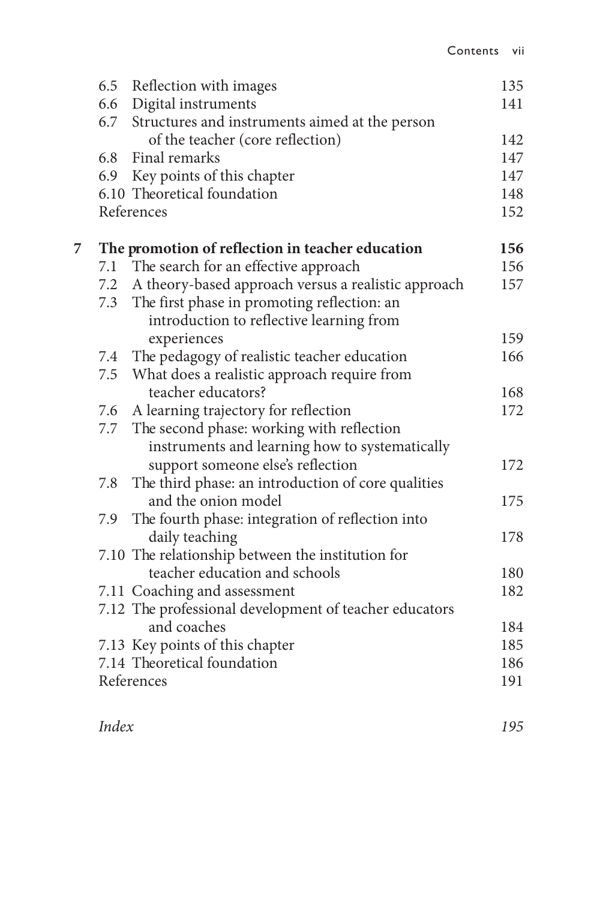6.5 Reflection with images 135
6.6 Digital instruments 141
6.7 Structures and instruments aimed at the person of the teacher (core reflection) 142
6.8 Final remarks 147
6.9 Key points of this chapter 147
6.10 Theoretical foundation 148
References 152

**7 The promotion of reflection in teacher education 156**

7.1 The search for an effective approach 156
7.2 A theory-based approach versus a realistic approach 157
7.3 The first phase in promoting reflection: an introduction to reflective learning from experiences 159
7.4 The pedagogy of realistic teacher education 166
7.5 What does a realistic approach require from teacher educators? 168
7.6 A learning trajectory for reflection 172
7.7 The second phase: working with reflection instruments and learning how to systematically support someone else's reflection 172
7.8 The third phase: an introduction of core qualities and the onion model 175
7.9 The fourth phase: integration of reflection into daily teaching 178
7.10 The relationship between the institution for teacher education and schools 180
7.11 Coaching and assessment 182
7.12 The professional development of teacher educators and coaches 184
7.13 Key points of this chapter 185
7.14 Theoretical foundation 186
References 191

*Index 195*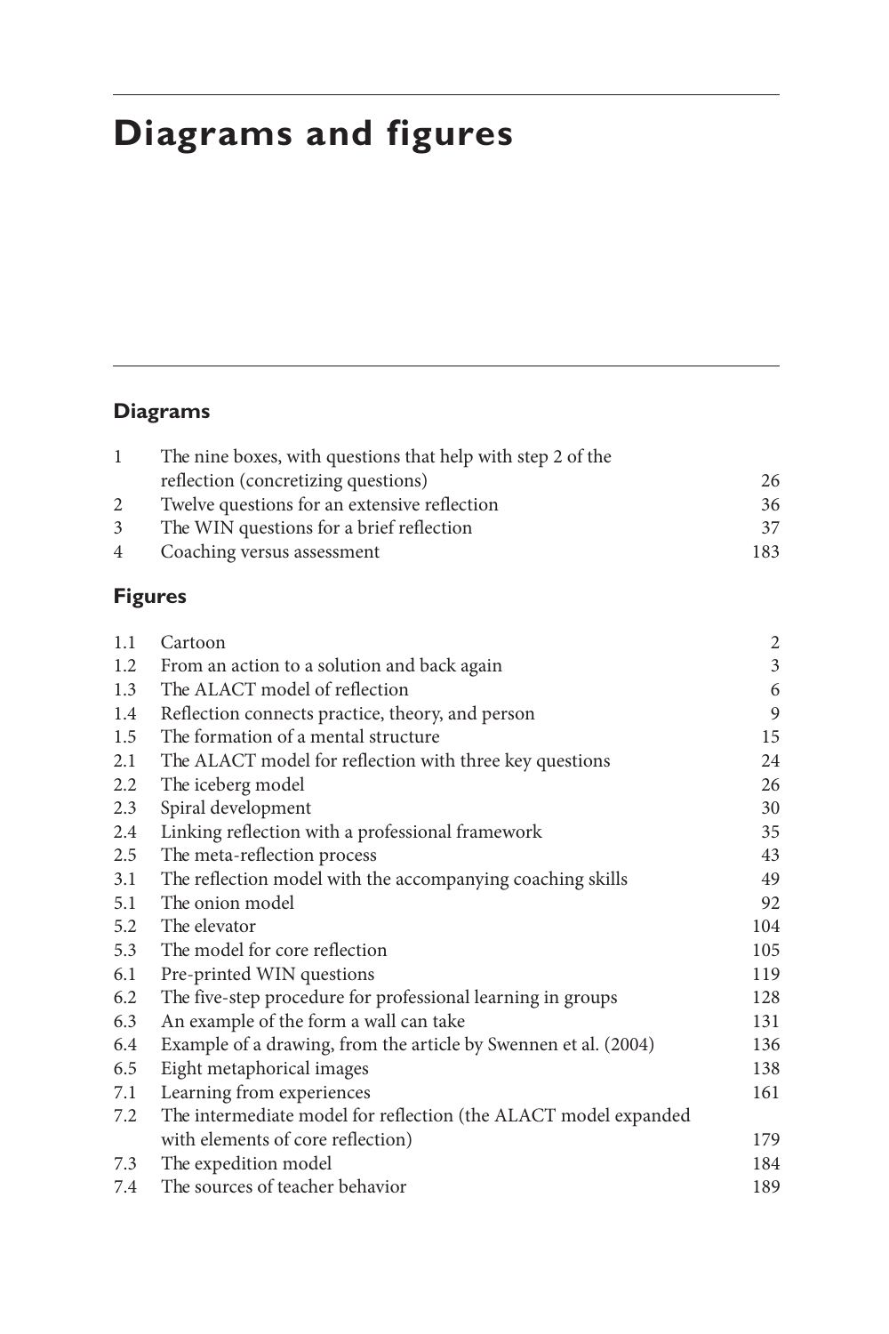# Diagrams and figures

## Diagrams

| | | |
|---|---|---|
| 1 | The nine boxes, with questions that help with step 2 of the reflection (concretizing questions) | 26 |
| 2 | Twelve questions for an extensive reflection | 36 |
| 3 | The WIN questions for a brief reflection | 37 |
| 4 | Coaching versus assessment | 183 |

## Figures

| | | |
|---|---|---|
| 1.1 | Cartoon | 2 |
| 1.2 | From an action to a solution and back again | 3 |
| 1.3 | The ALACT model of reflection | 6 |
| 1.4 | Reflection connects practice, theory, and person | 9 |
| 1.5 | The formation of a mental structure | 15 |
| 2.1 | The ALACT model for reflection with three key questions | 24 |
| 2.2 | The iceberg model | 26 |
| 2.3 | Spiral development | 30 |
| 2.4 | Linking reflection with a professional framework | 35 |
| 2.5 | The meta-reflection process | 43 |
| 3.1 | The reflection model with the accompanying coaching skills | 49 |
| 5.1 | The onion model | 92 |
| 5.2 | The elevator | 104 |
| 5.3 | The model for core reflection | 105 |
| 6.1 | Pre-printed WIN questions | 119 |
| 6.2 | The five-step procedure for professional learning in groups | 128 |
| 6.3 | An example of the form a wall can take | 131 |
| 6.4 | Example of a drawing, from the article by Swennen et al. (2004) | 136 |
| 6.5 | Eight metaphorical images | 138 |
| 7.1 | Learning from experiences | 161 |
| 7.2 | The intermediate model for reflection (the ALACT model expanded with elements of core reflection) | 179 |
| 7.3 | The expedition model | 184 |
| 7.4 | The sources of teacher behavior | 189 |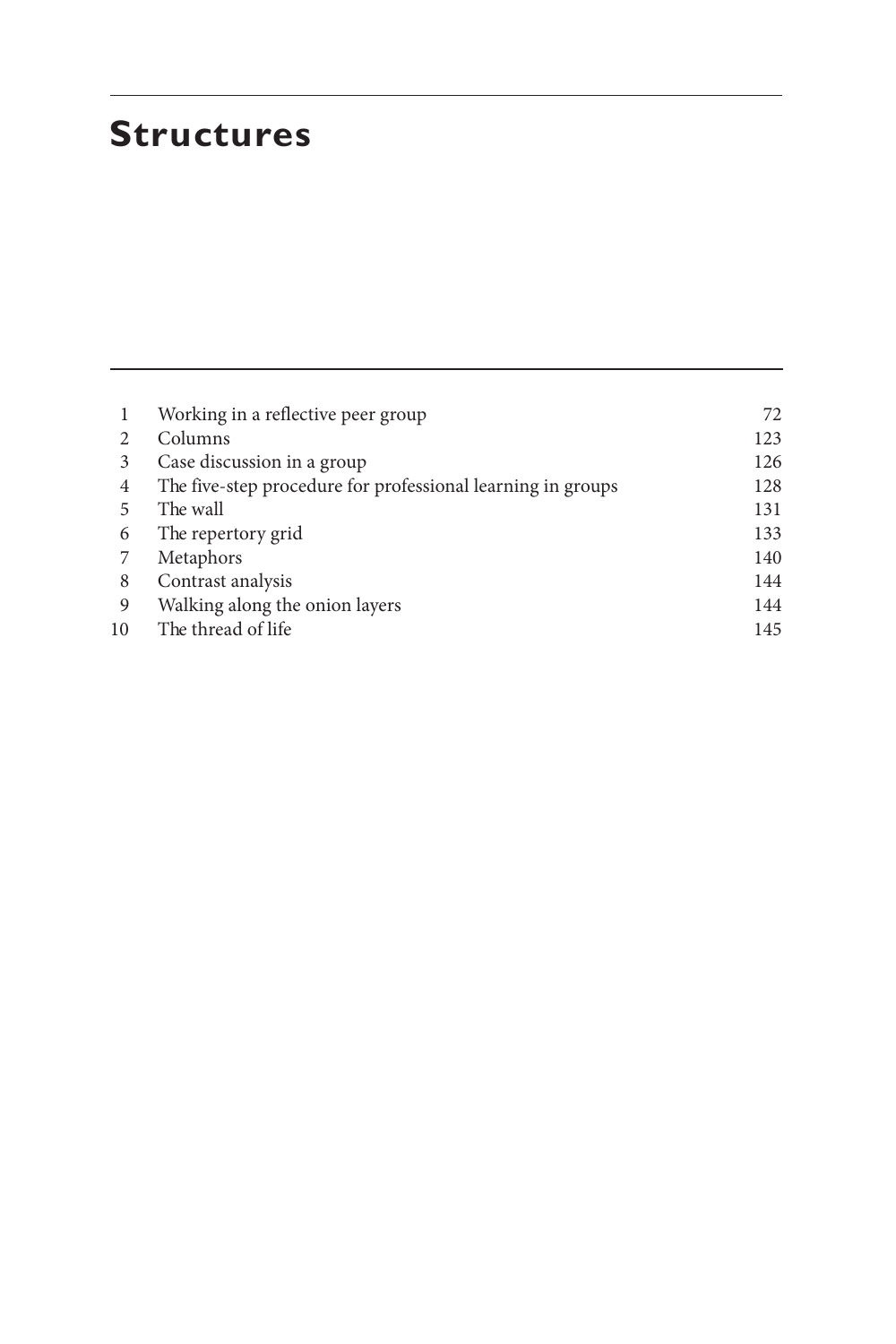# Structures

| | | |
|---|---|---|
| 1 | Working in a reflective peer group | 72 |
| 2 | Columns | 123 |
| 3 | Case discussion in a group | 126 |
| 4 | The five-step procedure for professional learning in groups | 128 |
| 5 | The wall | 131 |
| 6 | The repertory grid | 133 |
| 7 | Metaphors | 140 |
| 8 | Contrast analysis | 144 |
| 9 | Walking along the onion layers | 144 |
| 10 | The thread of life | 145 |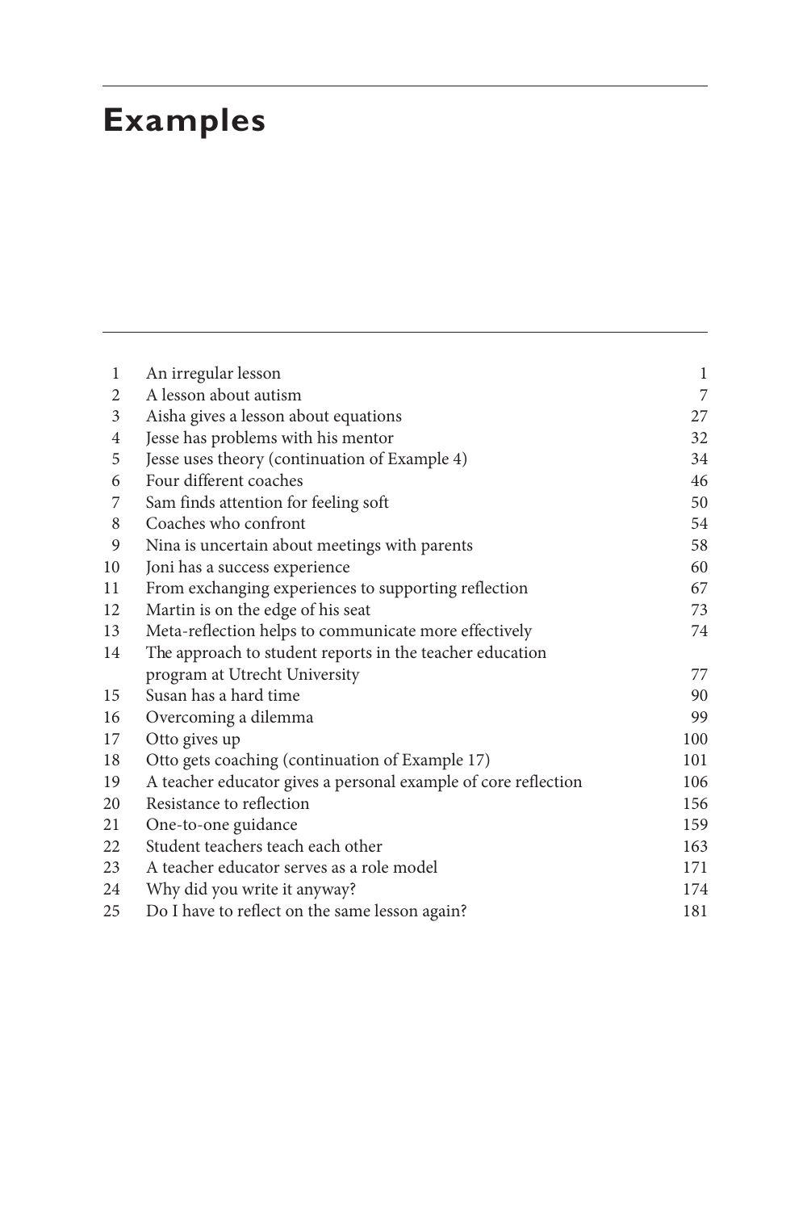# Examples

| | | |
|---|---|---|
| 1 | An irregular lesson | 1 |
| 2 | A lesson about autism | 7 |
| 3 | Aisha gives a lesson about equations | 27 |
| 4 | Jesse has problems with his mentor | 32 |
| 5 | Jesse uses theory (continuation of Example 4) | 34 |
| 6 | Four different coaches | 46 |
| 7 | Sam finds attention for feeling soft | 50 |
| 8 | Coaches who confront | 54 |
| 9 | Nina is uncertain about meetings with parents | 58 |
| 10 | Joni has a success experience | 60 |
| 11 | From exchanging experiences to supporting reflection | 67 |
| 12 | Martin is on the edge of his seat | 73 |
| 13 | Meta-reflection helps to communicate more effectively | 74 |
| 14 | The approach to student reports in the teacher education program at Utrecht University | 77 |
| 15 | Susan has a hard time | 90 |
| 16 | Overcoming a dilemma | 99 |
| 17 | Otto gives up | 100 |
| 18 | Otto gets coaching (continuation of Example 17) | 101 |
| 19 | A teacher educator gives a personal example of core reflection | 106 |
| 20 | Resistance to reflection | 156 |
| 21 | One-to-one guidance | 159 |
| 22 | Student teachers teach each other | 163 |
| 23 | A teacher educator serves as a role model | 171 |
| 24 | Why did you write it anyway? | 174 |
| 25 | Do I have to reflect on the same lesson again? | 181 |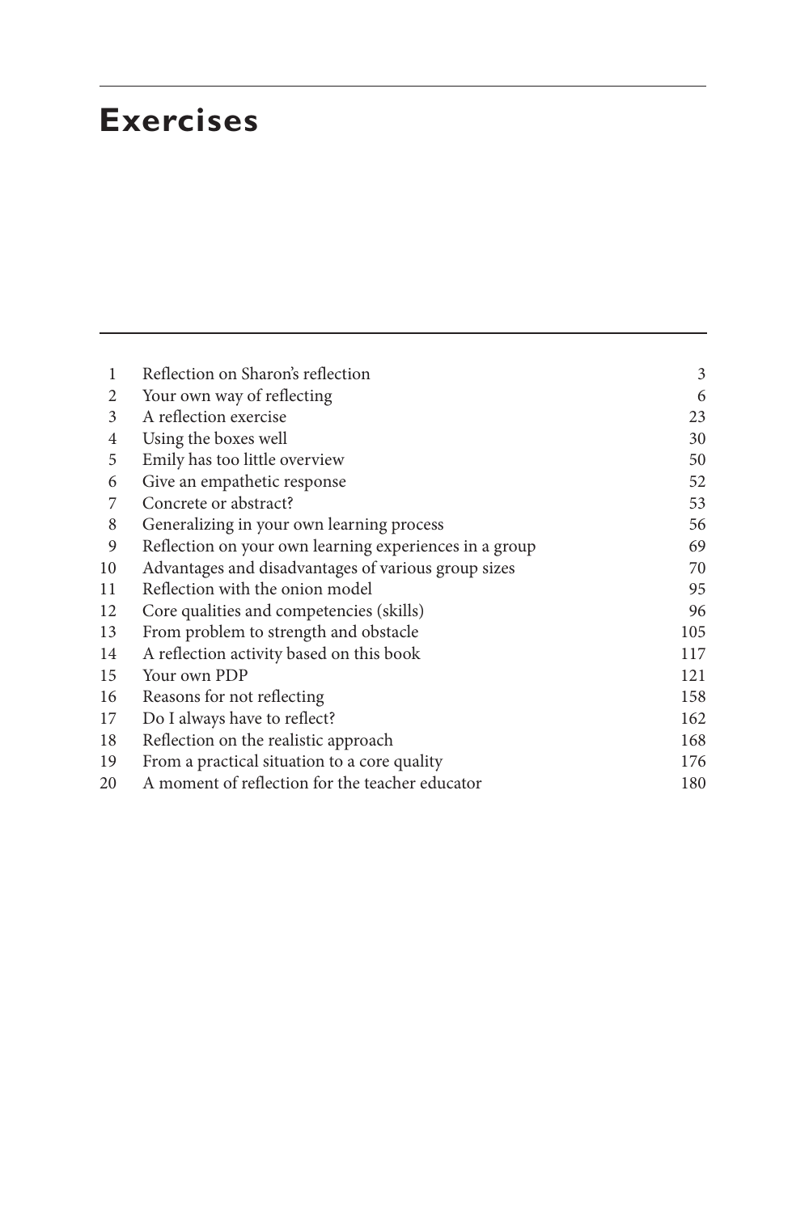# Exercises

| | | |
|---|---|---|
| 1 | Reflection on Sharon's reflection | 3 |
| 2 | Your own way of reflecting | 6 |
| 3 | A reflection exercise | 23 |
| 4 | Using the boxes well | 30 |
| 5 | Emily has too little overview | 50 |
| 6 | Give an empathetic response | 52 |
| 7 | Concrete or abstract? | 53 |
| 8 | Generalizing in your own learning process | 56 |
| 9 | Reflection on your own learning experiences in a group | 69 |
| 10 | Advantages and disadvantages of various group sizes | 70 |
| 11 | Reflection with the onion model | 95 |
| 12 | Core qualities and competencies (skills) | 96 |
| 13 | From problem to strength and obstacle | 105 |
| 14 | A reflection activity based on this book | 117 |
| 15 | Your own PDP | 121 |
| 16 | Reasons for not reflecting | 158 |
| 17 | Do I always have to reflect? | 162 |
| 18 | Reflection on the realistic approach | 168 |
| 19 | From a practical situation to a core quality | 176 |
| 20 | A moment of reflection for the teacher educator | 180 |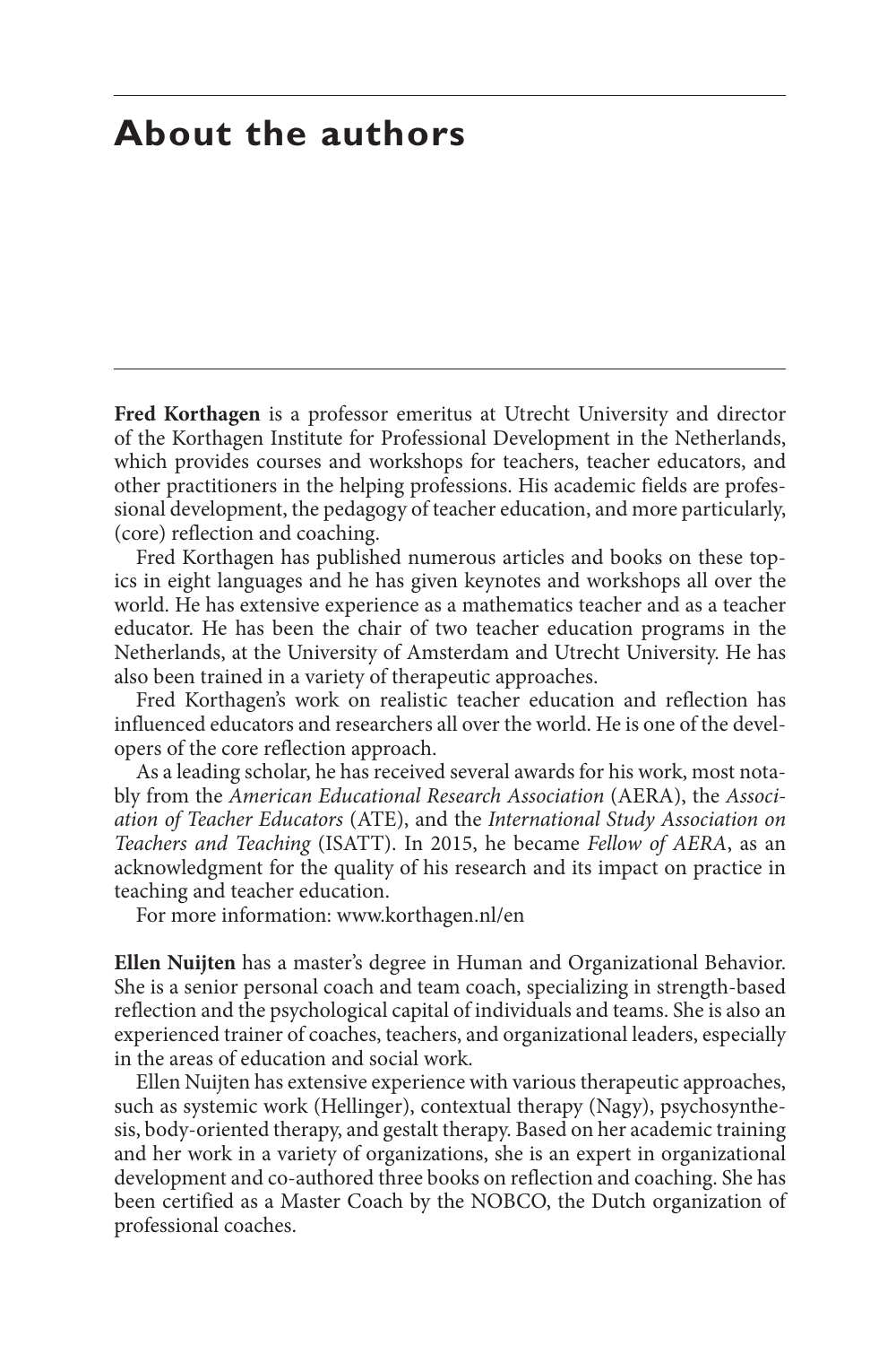# About the authors

**Fred Korthagen** is a professor emeritus at Utrecht University and director of the Korthagen Institute for Professional Development in the Netherlands, which provides courses and workshops for teachers, teacher educators, and other practitioners in the helping professions. His academic fields are professional development, the pedagogy of teacher education, and more particularly, (core) reflection and coaching.

Fred Korthagen has published numerous articles and books on these topics in eight languages and he has given keynotes and workshops all over the world. He has extensive experience as a mathematics teacher and as a teacher educator. He has been the chair of two teacher education programs in the Netherlands, at the University of Amsterdam and Utrecht University. He has also been trained in a variety of therapeutic approaches.

Fred Korthagen's work on realistic teacher education and reflection has influenced educators and researchers all over the world. He is one of the developers of the core reflection approach.

As a leading scholar, he has received several awards for his work, most notably from the *American Educational Research Association* (AERA), the *Association of Teacher Educators* (ATE), and the *International Study Association on Teachers and Teaching* (ISATT). In 2015, he became *Fellow of AERA*, as an acknowledgment for the quality of his research and its impact on practice in teaching and teacher education.

For more information: www.korthagen.nl/en

**Ellen Nuijten** has a master's degree in Human and Organizational Behavior. She is a senior personal coach and team coach, specializing in strength-based reflection and the psychological capital of individuals and teams. She is also an experienced trainer of coaches, teachers, and organizational leaders, especially in the areas of education and social work.

Ellen Nuijten has extensive experience with various therapeutic approaches, such as systemic work (Hellinger), contextual therapy (Nagy), psychosynthesis, body-oriented therapy, and gestalt therapy. Based on her academic training and her work in a variety of organizations, she is an expert in organizational development and co-authored three books on reflection and coaching. She has been certified as a Master Coach by the NOBCO, the Dutch organization of professional coaches.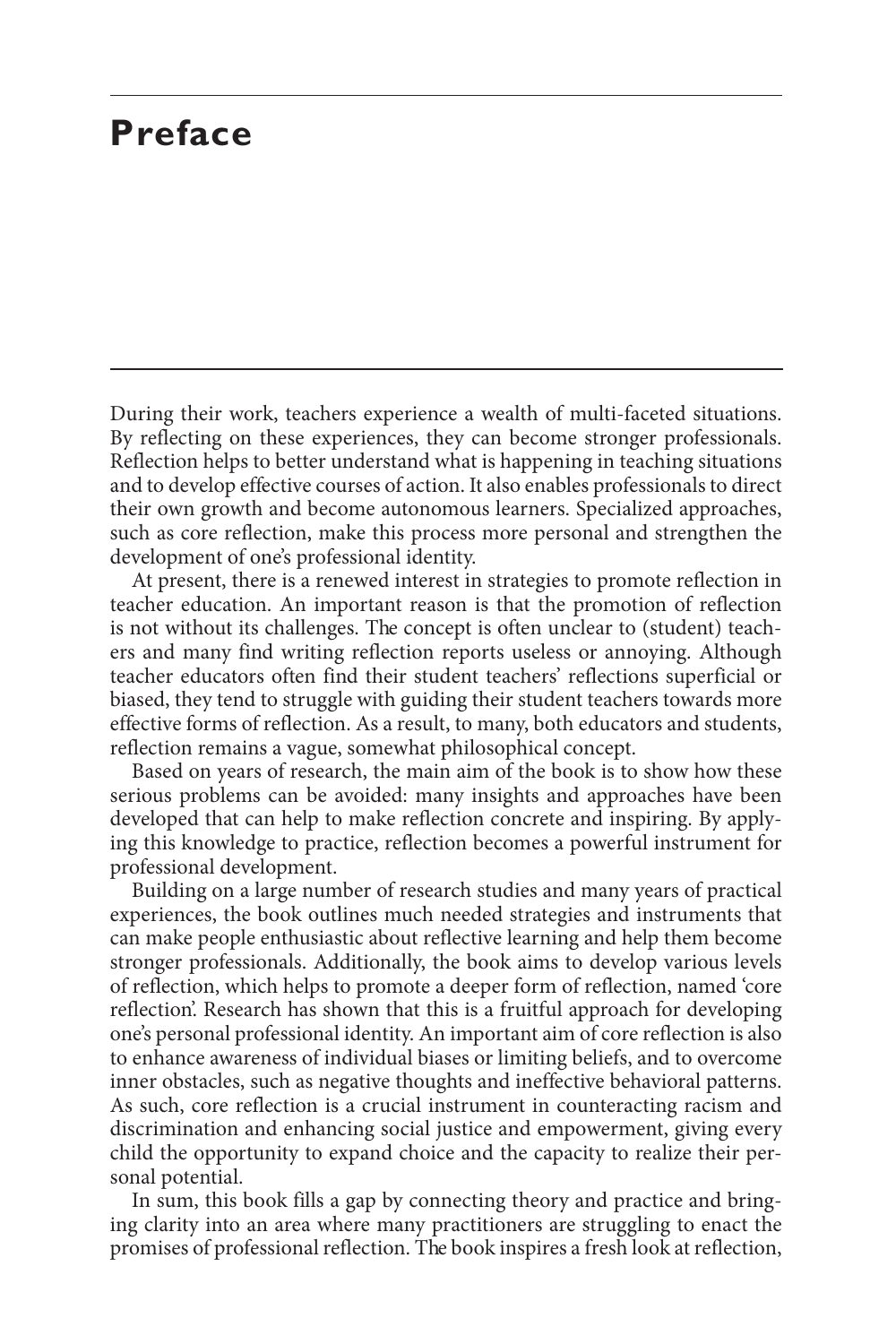# Preface

During their work, teachers experience a wealth of multi-faceted situations. By reflecting on these experiences, they can become stronger professionals. Reflection helps to better understand what is happening in teaching situations and to develop effective courses of action. It also enables professionals to direct their own growth and become autonomous learners. Specialized approaches, such as core reflection, make this process more personal and strengthen the development of one's professional identity.

At present, there is a renewed interest in strategies to promote reflection in teacher education. An important reason is that the promotion of reflection is not without its challenges. The concept is often unclear to (student) teachers and many find writing reflection reports useless or annoying. Although teacher educators often find their student teachers' reflections superficial or biased, they tend to struggle with guiding their student teachers towards more effective forms of reflection. As a result, to many, both educators and students, reflection remains a vague, somewhat philosophical concept.

Based on years of research, the main aim of the book is to show how these serious problems can be avoided: many insights and approaches have been developed that can help to make reflection concrete and inspiring. By applying this knowledge to practice, reflection becomes a powerful instrument for professional development.

Building on a large number of research studies and many years of practical experiences, the book outlines much needed strategies and instruments that can make people enthusiastic about reflective learning and help them become stronger professionals. Additionally, the book aims to develop various levels of reflection, which helps to promote a deeper form of reflection, named 'core reflection'. Research has shown that this is a fruitful approach for developing one's personal professional identity. An important aim of core reflection is also to enhance awareness of individual biases or limiting beliefs, and to overcome inner obstacles, such as negative thoughts and ineffective behavioral patterns. As such, core reflection is a crucial instrument in counteracting racism and discrimination and enhancing social justice and empowerment, giving every child the opportunity to expand choice and the capacity to realize their personal potential.

In sum, this book fills a gap by connecting theory and practice and bringing clarity into an area where many practitioners are struggling to enact the promises of professional reflection. The book inspires a fresh look at reflection,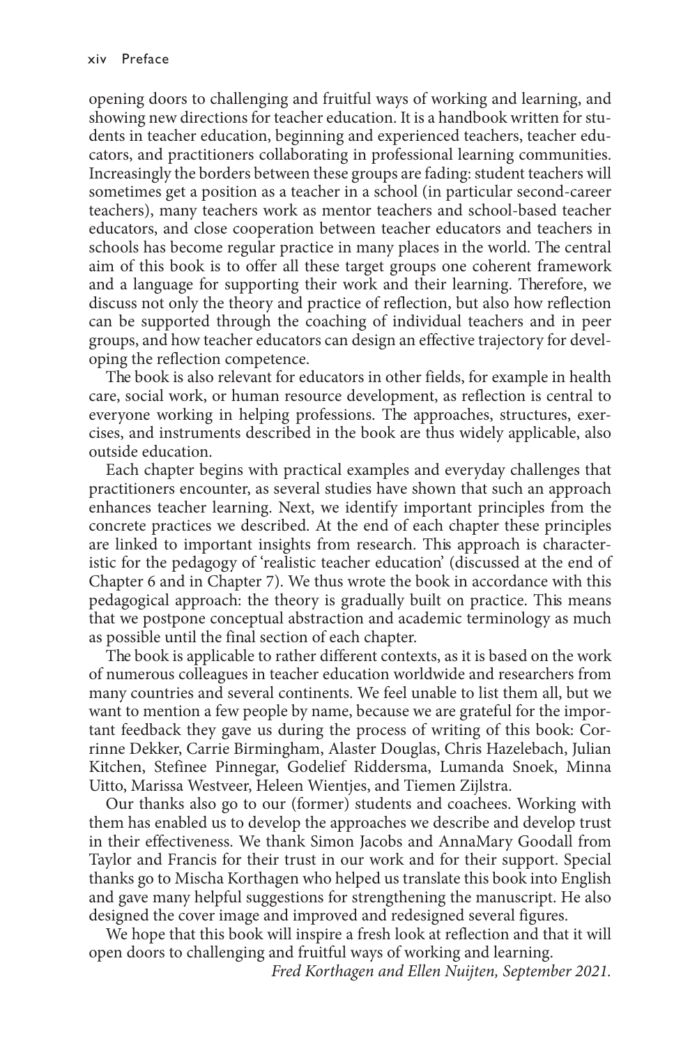opening doors to challenging and fruitful ways of working and learning, and showing new directions for teacher education. It is a handbook written for students in teacher education, beginning and experienced teachers, teacher educators, and practitioners collaborating in professional learning communities. Increasingly the borders between these groups are fading: student teachers will sometimes get a position as a teacher in a school (in particular second-career teachers), many teachers work as mentor teachers and school-based teacher educators, and close cooperation between teacher educators and teachers in schools has become regular practice in many places in the world. The central aim of this book is to offer all these target groups one coherent framework and a language for supporting their work and their learning. Therefore, we discuss not only the theory and practice of reflection, but also how reflection can be supported through the coaching of individual teachers and in peer groups, and how teacher educators can design an effective trajectory for developing the reflection competence.

The book is also relevant for educators in other fields, for example in health care, social work, or human resource development, as reflection is central to everyone working in helping professions. The approaches, structures, exercises, and instruments described in the book are thus widely applicable, also outside education.

Each chapter begins with practical examples and everyday challenges that practitioners encounter, as several studies have shown that such an approach enhances teacher learning. Next, we identify important principles from the concrete practices we described. At the end of each chapter these principles are linked to important insights from research. This approach is characteristic for the pedagogy of 'realistic teacher education' (discussed at the end of Chapter 6 and in Chapter 7). We thus wrote the book in accordance with this pedagogical approach: the theory is gradually built on practice. This means that we postpone conceptual abstraction and academic terminology as much as possible until the final section of each chapter.

The book is applicable to rather different contexts, as it is based on the work of numerous colleagues in teacher education worldwide and researchers from many countries and several continents. We feel unable to list them all, but we want to mention a few people by name, because we are grateful for the important feedback they gave us during the process of writing of this book: Corrinne Dekker, Carrie Birmingham, Alaster Douglas, Chris Hazelebach, Julian Kitchen, Stefinee Pinnegar, Godelief Riddersma, Lumanda Snoek, Minna Uitto, Marissa Westveer, Heleen Wientjes, and Tiemen Zijlstra.

Our thanks also go to our (former) students and coachees. Working with them has enabled us to develop the approaches we describe and develop trust in their effectiveness. We thank Simon Jacobs and AnnaMary Goodall from Taylor and Francis for their trust in our work and for their support. Special thanks go to Mischa Korthagen who helped us translate this book into English and gave many helpful suggestions for strengthening the manuscript. He also designed the cover image and improved and redesigned several figures.

We hope that this book will inspire a fresh look at reflection and that it will open doors to challenging and fruitful ways of working and learning.

*Fred Korthagen and Ellen Nuijten, September 2021.*